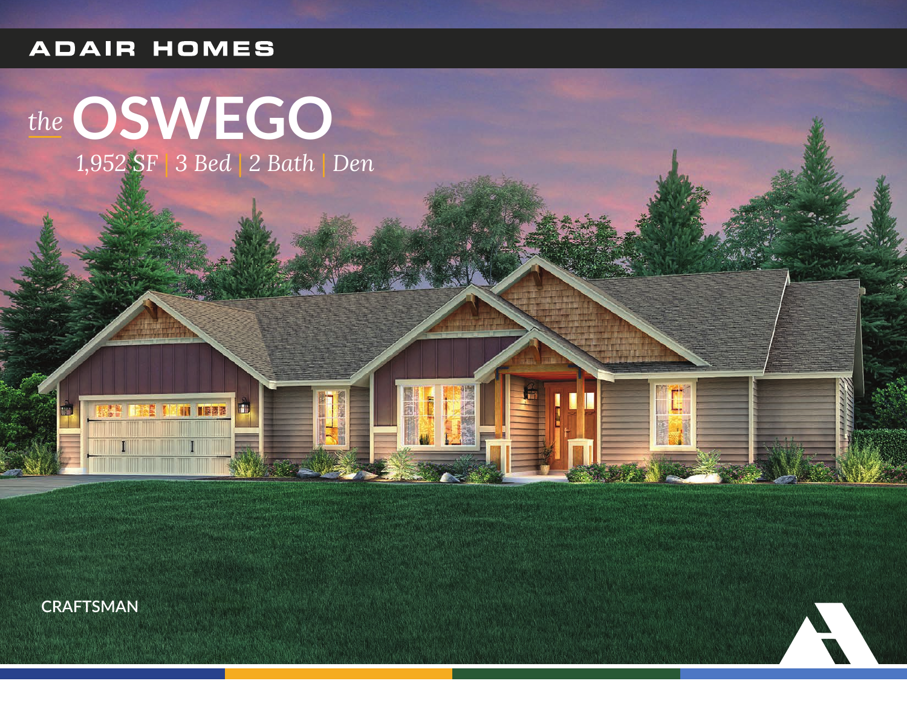ADAIR HOMES

# *the* OSWEGO

*1,952 SF | 3 Bed | 2 Bath | Den*

CRAFTSMAN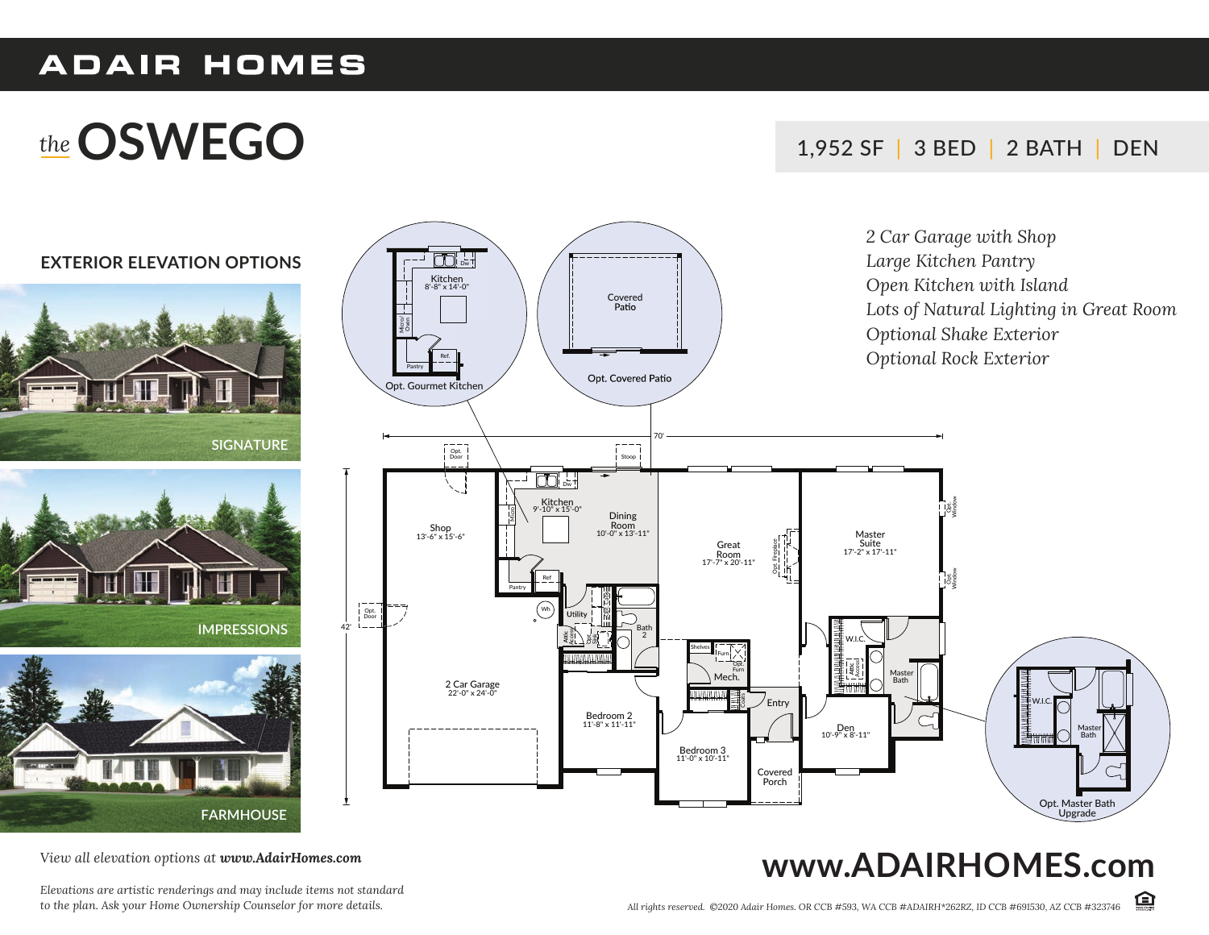# ADAIR HOMES

## *the* OSWEGO

1,952 SF | 3 BED | 2 BATH | DEN

### EXTERIOR ELEVATION OPTIONS

SIGNATURE

IMPRESSIONS

FARMHOUSE

*2 Car Garage with Shop*
*Large Kitchen Pantry*
*Open Kitchen with Island*
*Lots of Natural Lighting in Great Room*
*Optional Shake Exterior*
*Optional Rock Exterior*

Opt. Gourmet Kitchen
Kitchen 8'-8" x 14'-0"
Micro/Oven
Pantry
Ref.
Dw

Opt. Covered Patio
Covered Patio

70'
42'

Shop 13'-6" x 15'-6"
2 Car Garage 22'-0" x 24'-0"
Kitchen 9'-10" x 15'-0"
Dining Room 10'-0" x 13'-11"
Great Room 17'-7" x 20'-11"
Master Suite 17'-2" x 17'-11"
Utility
Bath 2
Bedroom 2 11'-8" x 11'-11"
Bedroom 3 11'-0" x 10'-11"
Mech.
Entry
Covered Porch
Den 10'-9" x 8'-11"
W.I.C.
Master Bath
Opt. Door
Stoop
Pantry
Ref
Micro
Wh
Attic Access
Opt. Fireplace
Opt. Window
Shelves
Furn
Opt. Furn
Coats

Opt. Master Bath Upgrade
W.I.C.
Master Bath

*View all elevation options at* ***www.AdairHomes.com***

*Elevations are artistic renderings and may include items not standard to the plan. Ask your Home Ownership Counselor for more details.*

**www.ADAIRHOMES.com**

*All rights reserved. ©2020 Adair Homes. OR CCB #593, WA CCB #ADAIRH*262RZ, ID CCB #691530, AZ CCB #323746*